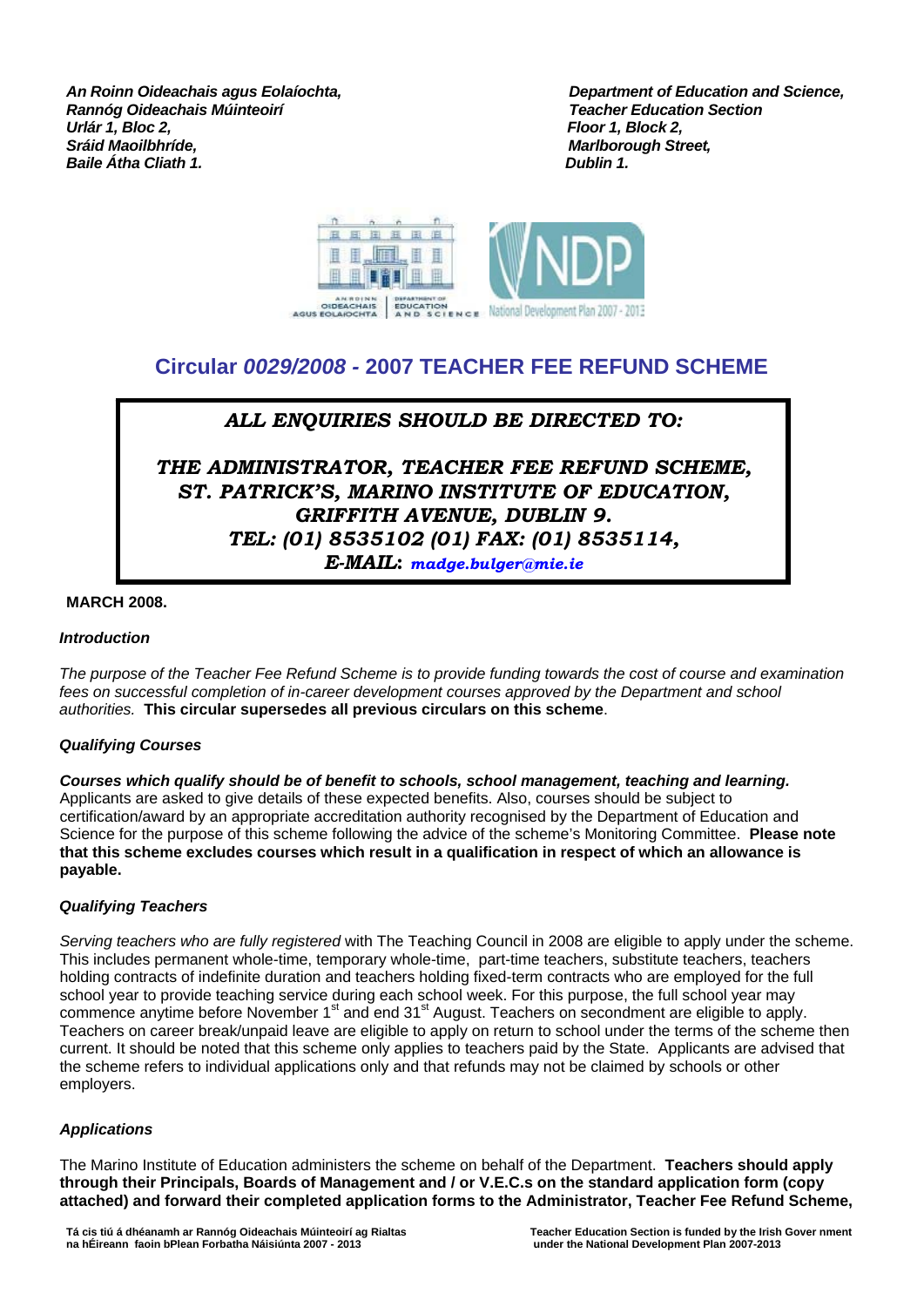*An Roinn Oideachais agus Eolaíochta,*
*Rannóg Oideachais Múinteoirí*
*Urlár 1, Bloc 2,*
*Sráid Maoilbhríde,*
*Baile Átha Cliath 1.*

*Department of Education and Science,*
*Teacher Education Section*
*Floor 1, Block 2,*
*Marlborough Street,*
*Dublin 1.*

# Circular *0029/2008* - 2007 TEACHER FEE REFUND SCHEME

***ALL ENQUIRIES SHOULD BE DIRECTED TO:***

***THE ADMINISTRATOR, TEACHER FEE REFUND SCHEME, ST. PATRICK'S, MARINO INSTITUTE OF EDUCATION, GRIFFITH AVENUE, DUBLIN 9. TEL: (01) 8535102 (01) FAX: (01) 8535114, E-MAIL: madge.bulger@mie.ie***

**MARCH 2008.**

### *Introduction*

*The purpose of the Teacher Fee Refund Scheme is to provide funding towards the cost of course and examination fees on successful completion of in-career development courses approved by the Department and school authorities.* **This circular supersedes all previous circulars on this scheme**.

### *Qualifying Courses*

***Courses which qualify should be of benefit to schools, school management, teaching and learning.*** Applicants are asked to give details of these expected benefits. Also, courses should be subject to certification/award by an appropriate accreditation authority recognised by the Department of Education and Science for the purpose of this scheme following the advice of the scheme's Monitoring Committee. **Please note that this scheme excludes courses which result in a qualification in respect of which an allowance is payable.**

### *Qualifying Teachers*

*Serving teachers who are fully registered* with The Teaching Council in 2008 are eligible to apply under the scheme. This includes permanent whole-time, temporary whole-time, part-time teachers, substitute teachers, teachers holding contracts of indefinite duration and teachers holding fixed-term contracts who are employed for the full school year to provide teaching service during each school week. For this purpose, the full school year may commence anytime before November 1st and end 31st August. Teachers on secondment are eligible to apply. Teachers on career break/unpaid leave are eligible to apply on return to school under the terms of the scheme then current. It should be noted that this scheme only applies to teachers paid by the State. Applicants are advised that the scheme refers to individual applications only and that refunds may not be claimed by schools or other employers.

### *Applications*

The Marino Institute of Education administers the scheme on behalf of the Department. **Teachers should apply through their Principals, Boards of Management and / or V.E.C.s on the standard application form (copy attached) and forward their completed application forms to the Administrator, Teacher Fee Refund Scheme,**

Tá cis tiú á dhéanamh ar Rannóg Oideachais Múinteoirí ag Rialtas na hÉireann faoin bPlean Forbatha Náisiúnta 2007 - 2013

Teacher Education Section is funded by the Irish Gover nment under the National Development Plan 2007-2013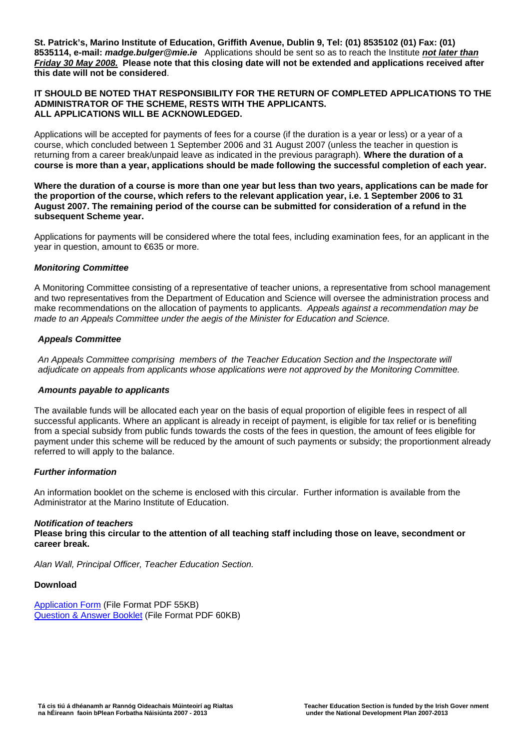**St. Patrick's, Marino Institute of Education, Griffith Avenue, Dublin 9, Tel: (01) 8535102 (01) Fax: (01) 8535114, e-mail:** ***madge.bulger@mie.ie*** Applications should be sent so as to reach the Institute ***not later than Friday 30 May 2008.*** **Please note that this closing date will not be extended and applications received after this date will not be considered**.

**IT SHOULD BE NOTED THAT RESPONSIBILITY FOR THE RETURN OF COMPLETED APPLICATIONS TO THE ADMINISTRATOR OF THE SCHEME, RESTS WITH THE APPLICANTS.**
**ALL APPLICATIONS WILL BE ACKNOWLEDGED.**

Applications will be accepted for payments of fees for a course (if the duration is a year or less) or a year of a course, which concluded between 1 September 2006 and 31 August 2007 (unless the teacher in question is returning from a career break/unpaid leave as indicated in the previous paragraph). **Where the duration of a course is more than a year, applications should be made following the successful completion of each year.**

**Where the duration of a course is more than one year but less than two years, applications can be made for the proportion of the course, which refers to the relevant application year, i.e. 1 September 2006 to 31 August 2007. The remaining period of the course can be submitted for consideration of a refund in the subsequent Scheme year.**

Applications for payments will be considered where the total fees, including examination fees, for an applicant in the year in question, amount to €635 or more.

***Monitoring Committee***

A Monitoring Committee consisting of a representative of teacher unions, a representative from school management and two representatives from the Department of Education and Science will oversee the administration process and make recommendations on the allocation of payments to applicants. *Appeals against a recommendation may be made to an Appeals Committee under the aegis of the Minister for Education and Science.*

***Appeals Committee***

*An Appeals Committee comprising members of the Teacher Education Section and the Inspectorate will adjudicate on appeals from applicants whose applications were not approved by the Monitoring Committee.*

***Amounts payable to applicants***

The available funds will be allocated each year on the basis of equal proportion of eligible fees in respect of all successful applicants. Where an applicant is already in receipt of payment, is eligible for tax relief or is benefiting from a special subsidy from public funds towards the costs of the fees in question, the amount of fees eligible for payment under this scheme will be reduced by the amount of such payments or subsidy; the proportionment already referred to will apply to the balance.

***Further information***

An information booklet on the scheme is enclosed with this circular. Further information is available from the Administrator at the Marino Institute of Education.

***Notification of teachers***
**Please bring this circular to the attention of all teaching staff including those on leave, secondment or career break.**

*Alan Wall, Principal Officer, Teacher Education Section.*

**Download**

Application Form (File Format PDF 55KB)
Question & Answer Booklet (File Format PDF 60KB)

**Tá cis tiú á dhéanamh ar Rannóg Oideachais Múinteoirí ag Rialtas na hÉireann faoin bPlean Forbatha Náisiúnta 2007 - 2013**

**Teacher Education Section is funded by the Irish Gover nment under the National Development Plan 2007-2013**